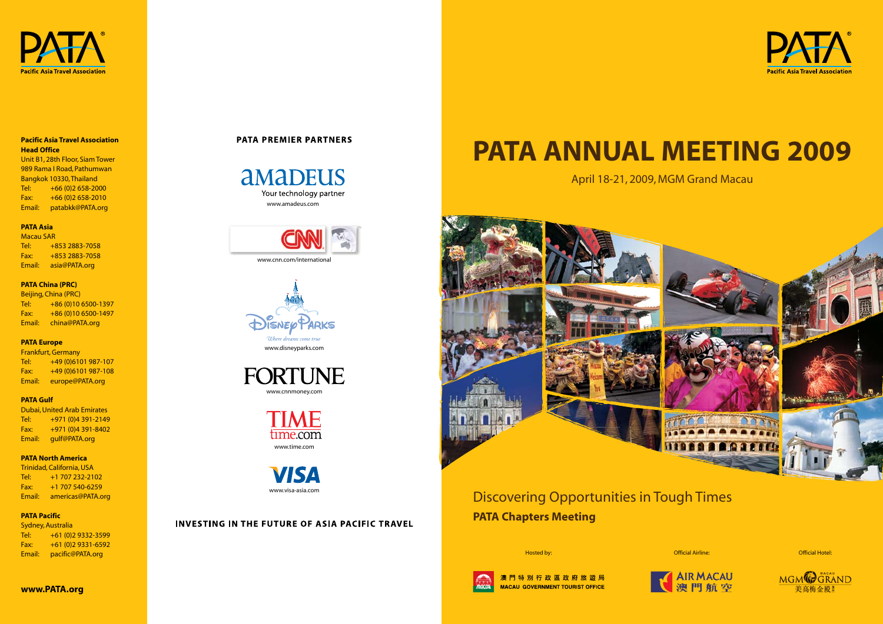PATA
Pacific Asia Travel Association

**Pacific Asia Travel Association**
**Head Office**
Unit B1, 28th Floor, Siam Tower
989 Rama I Road, Pathumwan
Bangkok 10330, Thailand
Tel: +66 (0)2 658-2000
Fax: +66 (0)2 658-2010
Email: patabkk@PATA.org

**PATA Asia**
Macau SAR
Tel: +853 2883-7058
Fax: +853 2883-7058
Email: asia@PATA.org

**PATA China (PRC)**
Beijing, China (PRC)
Tel: +86 (0)10 6500-1397
Fax: +86 (0)10 6500-1497
Email: china@PATA.org

**PATA Europe**
Frankfurt, Germany
Tel: +49 (0)6101 987-107
Fax: +49 (0)6101 987-108
Email: europe@PATA.org

**PATA Gulf**
Dubai, United Arab Emirates
Tel: +971 (0)4 391-2149
Fax: +971 (0)4 391-8402
Email: gulf@PATA.org

**PATA North America**
Trinidad, California, USA
Tel: +1 707 232-2102
Fax: +1 707 540-6259
Email: americas@PATA.org

**PATA Pacific**
Sydney, Australia
Tel: +61 (0)2 9332-3599
Fax: +61 (0)2 9331-6592
Email: pacific@PATA.org

**www.PATA.org**

**PATA PREMIER PARTNERS**

amadeus
Your technology partner
www.amadeus.com

CNN
www.cnn.com/international

Disney Parks
Where dreams come true
www.disneyparks.com

FORTUNE
www.cnnmoney.com

TIME
time.com
www.time.com

VISA
www.visa-asia.com

**INVESTING IN THE FUTURE OF ASIA PACIFIC TRAVEL**

PATA
Pacific Asia Travel Association

# PATA ANNUAL MEETING 2009

April 18-21, 2009, MGM Grand Macau

## Discovering Opportunities in Tough Times

**PATA Chapters Meeting**

Hosted by:
澳門特別行政區政府旅遊局
MACAU GOVERNMENT TOURIST OFFICE

Official Airline:
AIR MACAU
澳門航空

Official Hotel:
MGM GRAND MACAU
美高梅金殿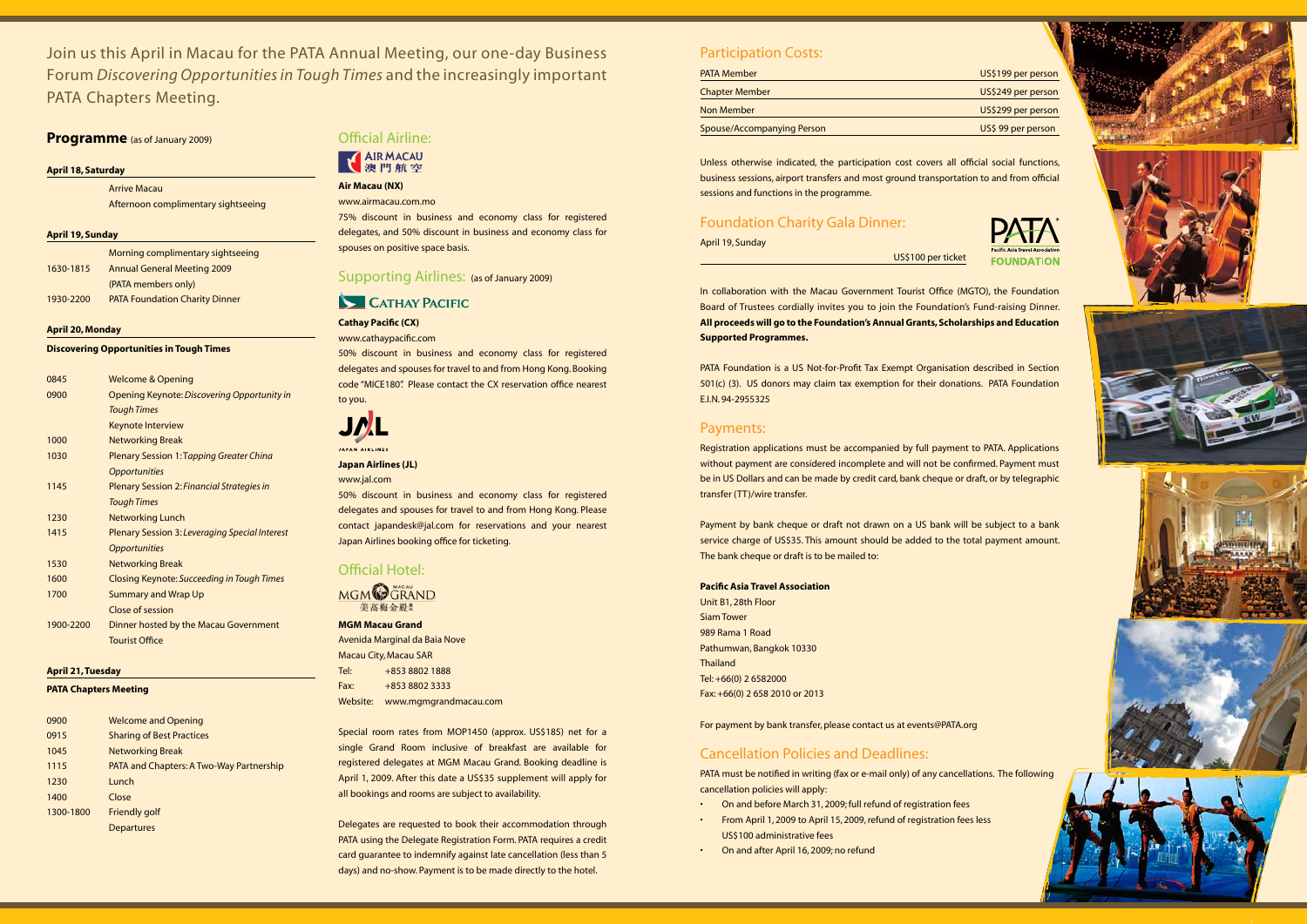Join us this April in Macau for the PATA Annual Meeting, our one-day Business Forum *Discovering Opportunities in Tough Times* and the increasingly important PATA Chapters Meeting.

## Programme (as of January 2009)

### April 18, Saturday

| | |
|---|---|
| | Arrive Macau |
| | Afternoon complimentary sightseeing |

### April 19, Sunday

| | |
|---|---|
| | Morning complimentary sightseeing |
| 1630-1815 | Annual General Meeting 2009 (PATA members only) |
| 1930-2200 | PATA Foundation Charity Dinner |

### April 20, Monday

**Discovering Opportunities in Tough Times**

| | |
|---|---|
| 0845 | Welcome & Opening |
| 0900 | Opening Keynote: *Discovering Opportunity in Tough Times* |
| | Keynote Interview |
| 1000 | Networking Break |
| 1030 | Plenary Session 1: *Tapping Greater China Opportunities* |
| 1145 | Plenary Session 2: *Financial Strategies in Tough Times* |
| 1230 | Networking Lunch |
| 1415 | Plenary Session 3: *Leveraging Special Interest Opportunities* |
| 1530 | Networking Break |
| 1600 | Closing Keynote: *Succeeding in Tough Times* |
| 1700 | Summary and Wrap Up |
| | Close of session |
| 1900-2200 | Dinner hosted by the Macau Government Tourist Office |

### April 21, Tuesday

**PATA Chapters Meeting**

| | |
|---|---|
| 0900 | Welcome and Opening |
| 0915 | Sharing of Best Practices |
| 1045 | Networking Break |
| 1115 | PATA and Chapters: A Two-Way Partnership |
| 1230 | Lunch |
| 1400 | Close |
| 1300-1800 | Friendly golf |
| | Departures |

## Official Airline:

AIR MACAU 澳門航空

**Air Macau (NX)**

www.airmacau.com.mo

75% discount in business and economy class for registered delegates, and 50% discount in business and economy class for spouses on positive space basis.

## Supporting Airlines: (as of January 2009)

CATHAY PACIFIC

**Cathay Pacific (CX)**

www.cathaypacific.com

50% discount in business and economy class for registered delegates and spouses for travel to and from Hong Kong. Booking code "MICE180". Please contact the CX reservation office nearest to you.

JAL JAPAN AIRLINES

**Japan Airlines (JL)**

www.jal.com

50% discount in business and economy class for registered delegates and spouses for travel to and from Hong Kong. Please contact japandesk@jal.com for reservations and your nearest Japan Airlines booking office for ticketing.

## Official Hotel:

MGM GRAND MACAU 美高梅金殿

**MGM Macau Grand**

Avenida Marginal da Baia Nove
Macau City, Macau SAR
Tel: +853 8802 1888
Fax: +853 8802 3333
Website: www.mgmgrandmacau.com

Special room rates from MOP1450 (approx. US$185) net for a single Grand Room inclusive of breakfast are available for registered delegates at MGM Macau Grand. Booking deadline is April 1, 2009. After this date a US$35 supplement will apply for all bookings and rooms are subject to availability.

Delegates are requested to book their accommodation through PATA using the Delegate Registration Form. PATA requires a credit card guarantee to indemnify against late cancellation (less than 5 days) and no-show. Payment is to be made directly to the hotel.

## Participation Costs:

| | |
|---|---|
| PATA Member | US$199 per person |
| Chapter Member | US$249 per person |
| Non Member | US$299 per person |
| Spouse/Accompanying Person | US$ 99 per person |

Unless otherwise indicated, the participation cost covers all official social functions, business sessions, airport transfers and most ground transportation to and from official sessions and functions in the programme.

## Foundation Charity Gala Dinner:

April 19, Sunday

US$100 per ticket

PATA Pacific Asia Travel Association FOUNDATION

In collaboration with the Macau Government Tourist Office (MGTO), the Foundation Board of Trustees cordially invites you to join the Foundation's Fund-raising Dinner. **All proceeds will go to the Foundation's Annual Grants, Scholarships and Education Supported Programmes.**

PATA Foundation is a US Not-for-Profit Tax Exempt Organisation described in Section 501(c) (3). US donors may claim tax exemption for their donations. PATA Foundation E.I.N. 94-2955325

## Payments:

Registration applications must be accompanied by full payment to PATA. Applications without payment are considered incomplete and will not be confirmed. Payment must be in US Dollars and can be made by credit card, bank cheque or draft, or by telegraphic transfer (TT)/wire transfer.

Payment by bank cheque or draft not drawn on a US bank will be subject to a bank service charge of US$35. This amount should be added to the total payment amount. The bank cheque or draft is to be mailed to:

**Pacific Asia Travel Association**
Unit B1, 28th Floor
Siam Tower
989 Rama 1 Road
Pathumwan, Bangkok 10330
Thailand
Tel: +66(0) 2 6582000
Fax: +66(0) 2 658 2010 or 2013

For payment by bank transfer, please contact us at events@PATA.org

## Cancellation Policies and Deadlines:

PATA must be notified in writing (fax or e-mail only) of any cancellations. The following cancellation policies will apply:

- On and before March 31, 2009; full refund of registration fees
- From April 1, 2009 to April 15, 2009, refund of registration fees less US$100 administrative fees
- On and after April 16, 2009; no refund